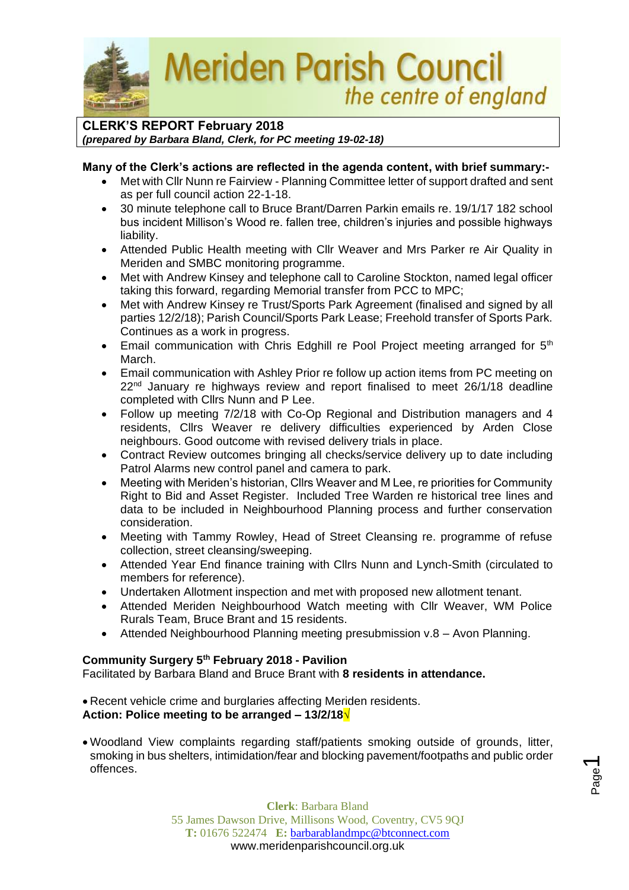# Meriden Parish Council

*the centre of england*

**CLERK'S REPORT February 2018**
***(prepared by Barbara Bland, Clerk, for PC meeting 19-02-18)***

**Many of the Clerk's actions are reflected in the agenda content, with brief summary:-**

- Met with Cllr Nunn re Fairview - Planning Committee letter of support drafted and sent as per full council action 22-1-18.
- 30 minute telephone call to Bruce Brant/Darren Parkin emails re. 19/1/17 182 school bus incident Millison's Wood re. fallen tree, children's injuries and possible highways liability.
- Attended Public Health meeting with Cllr Weaver and Mrs Parker re Air Quality in Meriden and SMBC monitoring programme.
- Met with Andrew Kinsey and telephone call to Caroline Stockton, named legal officer taking this forward, regarding Memorial transfer from PCC to MPC;
- Met with Andrew Kinsey re Trust/Sports Park Agreement (finalised and signed by all parties 12/2/18); Parish Council/Sports Park Lease; Freehold transfer of Sports Park. Continues as a work in progress.
- Email communication with Chris Edghill re Pool Project meeting arranged for 5th March.
- Email communication with Ashley Prior re follow up action items from PC meeting on 22nd January re highways review and report finalised to meet 26/1/18 deadline completed with Cllrs Nunn and P Lee.
- Follow up meeting 7/2/18 with Co-Op Regional and Distribution managers and 4 residents, Cllrs Weaver re delivery difficulties experienced by Arden Close neighbours. Good outcome with revised delivery trials in place.
- Contract Review outcomes bringing all checks/service delivery up to date including Patrol Alarms new control panel and camera to park.
- Meeting with Meriden's historian, Cllrs Weaver and M Lee, re priorities for Community Right to Bid and Asset Register. Included Tree Warden re historical tree lines and data to be included in Neighbourhood Planning process and further conservation consideration.
- Meeting with Tammy Rowley, Head of Street Cleansing re. programme of refuse collection, street cleansing/sweeping.
- Attended Year End finance training with Cllrs Nunn and Lynch-Smith (circulated to members for reference).
- Undertaken Allotment inspection and met with proposed new allotment tenant.
- Attended Meriden Neighbourhood Watch meeting with Cllr Weaver, WM Police Rurals Team, Bruce Brant and 15 residents.
- Attended Neighbourhood Planning meeting presubmission v.8 – Avon Planning.

**Community Surgery 5th February 2018 - Pavilion**

Facilitated by Barbara Bland and Bruce Brant with **8 residents in attendance.**

- Recent vehicle crime and burglaries affecting Meriden residents.

**Action: Police meeting to be arranged – 13/2/18√**

- Woodland View complaints regarding staff/patients smoking outside of grounds, litter, smoking in bus shelters, intimidation/fear and blocking pavement/footpaths and public order offences.

**Clerk**: Barbara Bland
55 James Dawson Drive, Millisons Wood, Coventry, CV5 9QJ
**T:** 01676 522474 **E:** barbarablandmpc@btconnect.com
www.meridenparishcouncil.org.uk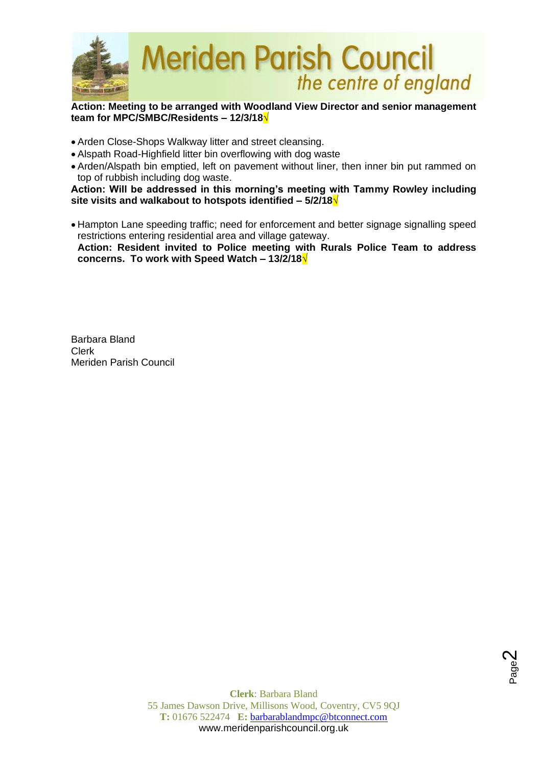**Action: Meeting to be arranged with Woodland View Director and senior management team for MPC/SMBC/Residents – 12/3/18√**

- Arden Close-Shops Walkway litter and street cleansing.
- Alspath Road-Highfield litter bin overflowing with dog waste
- Arden/Alspath bin emptied, left on pavement without liner, then inner bin put rammed on top of rubbish including dog waste.

**Action: Will be addressed in this morning's meeting with Tammy Rowley including site visits and walkabout to hotspots identified – 5/2/18√**

- Hampton Lane speeding traffic; need for enforcement and better signage signalling speed restrictions entering residential area and village gateway.

  **Action: Resident invited to Police meeting with Rurals Police Team to address concerns. To work with Speed Watch – 13/2/18√**

Barbara Bland
Clerk
Meriden Parish Council